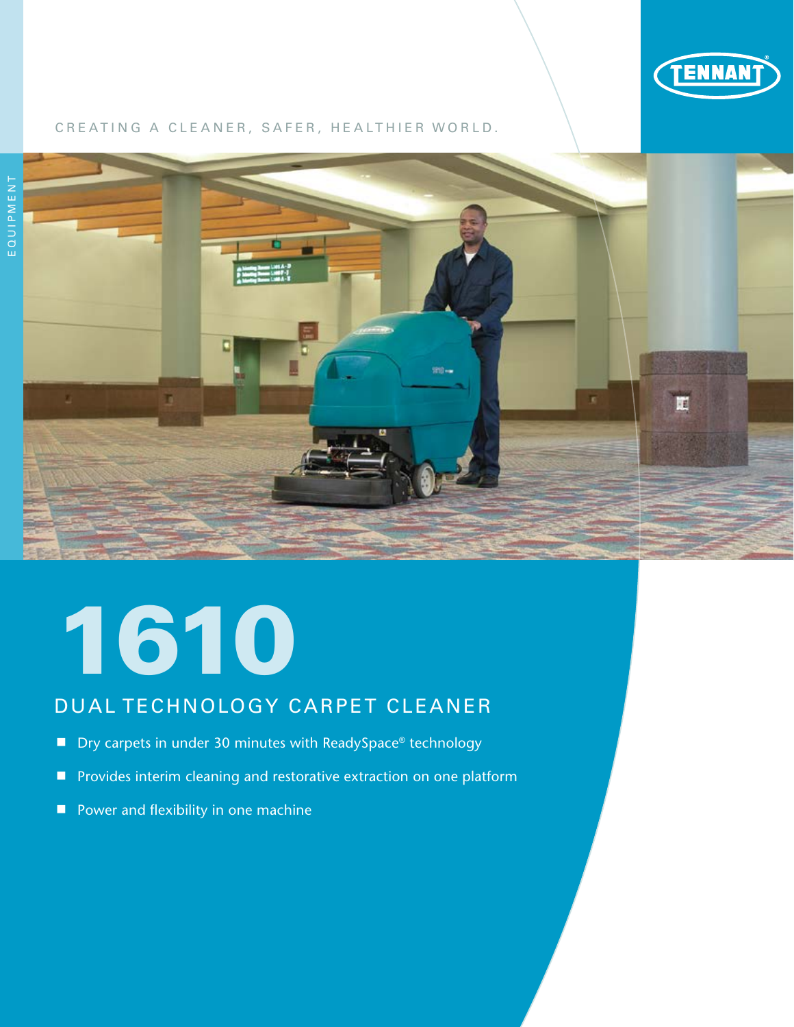TENNANT

CREATING A CLEANER, SAFER, HEALTHIER WORLD.

EQUIPMENT

# 1610

## DUAL TECHNOLOGY CARPET CLEANER

- Dry carpets in under 30 minutes with ReadySpace® technology
- Provides interim cleaning and restorative extraction on one platform
- Power and flexibility in one machine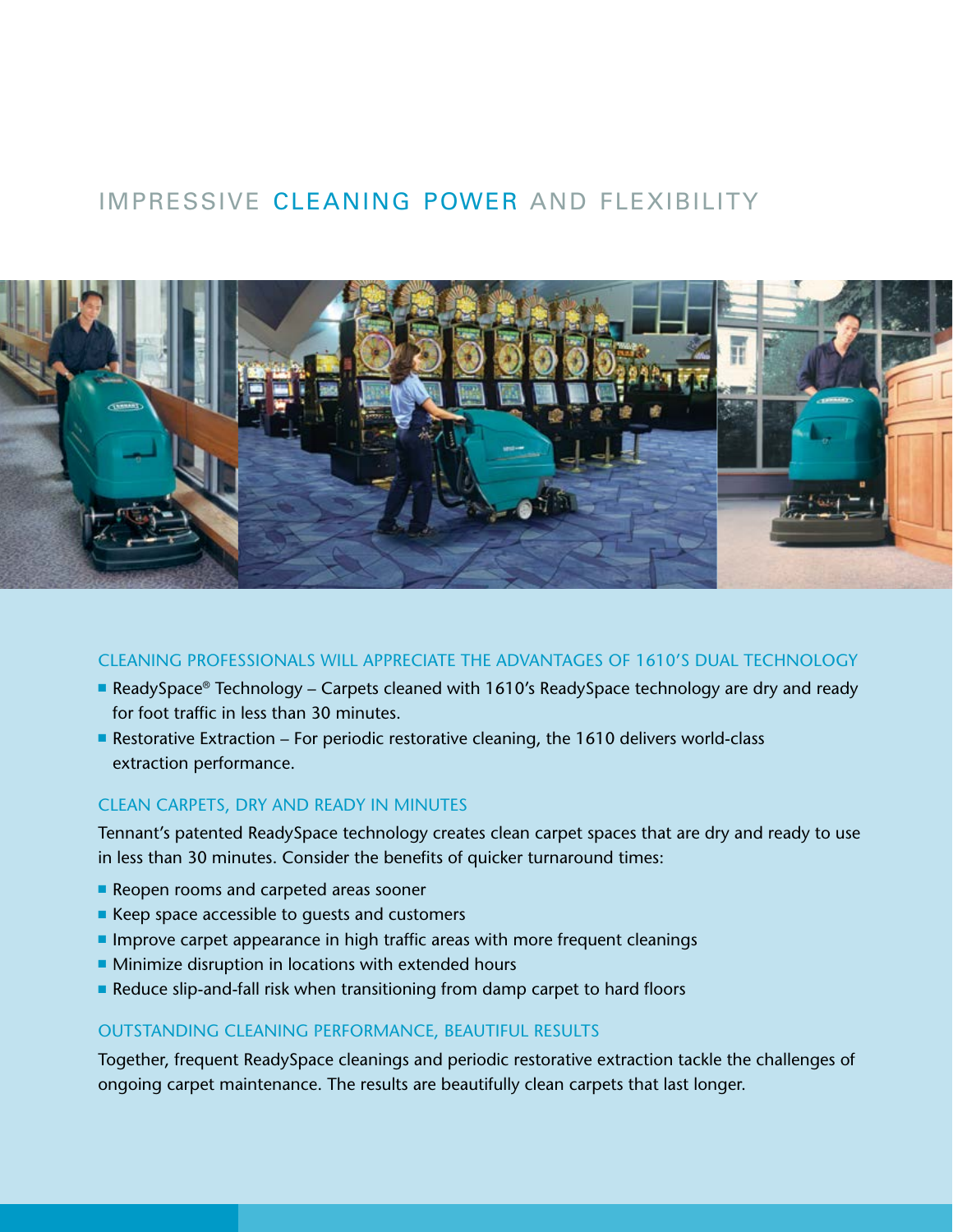# IMPRESSIVE CLEANING POWER AND FLEXIBILITY

## CLEANING PROFESSIONALS WILL APPRECIATE THE ADVANTAGES OF 1610'S DUAL TECHNOLOGY

- ReadySpace® Technology – Carpets cleaned with 1610's ReadySpace technology are dry and ready for foot traffic in less than 30 minutes.
- Restorative Extraction – For periodic restorative cleaning, the 1610 delivers world-class extraction performance.

## CLEAN CARPETS, DRY AND READY IN MINUTES

Tennant's patented ReadySpace technology creates clean carpet spaces that are dry and ready to use in less than 30 minutes. Consider the benefits of quicker turnaround times:

- Reopen rooms and carpeted areas sooner
- Keep space accessible to guests and customers
- Improve carpet appearance in high traffic areas with more frequent cleanings
- Minimize disruption in locations with extended hours
- Reduce slip-and-fall risk when transitioning from damp carpet to hard floors

## OUTSTANDING CLEANING PERFORMANCE, BEAUTIFUL RESULTS

Together, frequent ReadySpace cleanings and periodic restorative extraction tackle the challenges of ongoing carpet maintenance. The results are beautifully clean carpets that last longer.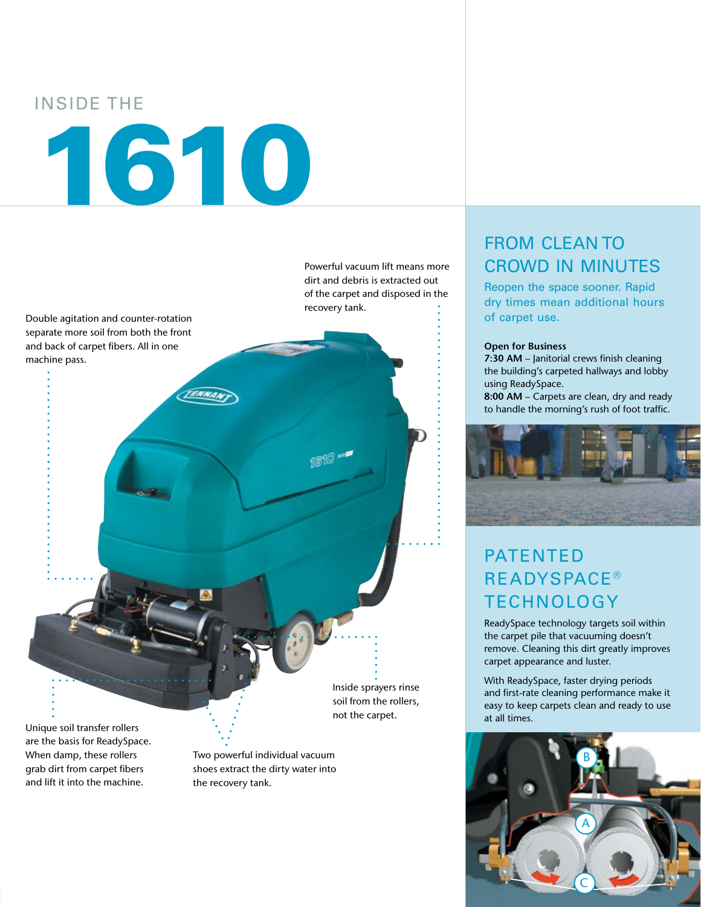# INSIDE THE 1610

Powerful vacuum lift means more dirt and debris is extracted out of the carpet and disposed in the recovery tank.

Double agitation and counter-rotation separate more soil from both the front and back of carpet fibers. All in one machine pass.

Inside sprayers rinse soil from the rollers, not the carpet.

Unique soil transfer rollers are the basis for ReadySpace. When damp, these rollers grab dirt from carpet fibers and lift it into the machine.

Two powerful individual vacuum shoes extract the dirty water into the recovery tank.

## FROM CLEAN TO CROWD IN MINUTES

Reopen the space sooner. Rapid dry times mean additional hours of carpet use.

**Open for Business**
**7:30 AM** – Janitorial crews finish cleaning the building's carpeted hallways and lobby using ReadySpace.
**8:00 AM** – Carpets are clean, dry and ready to handle the morning's rush of foot traffic.

## PATENTED READYSPACE® TECHNOLOGY

ReadySpace technology targets soil within the carpet pile that vacuuming doesn't remove. Cleaning this dirt greatly improves carpet appearance and luster.

With ReadySpace, faster drying periods and first-rate cleaning performance make it easy to keep carpets clean and ready to use at all times.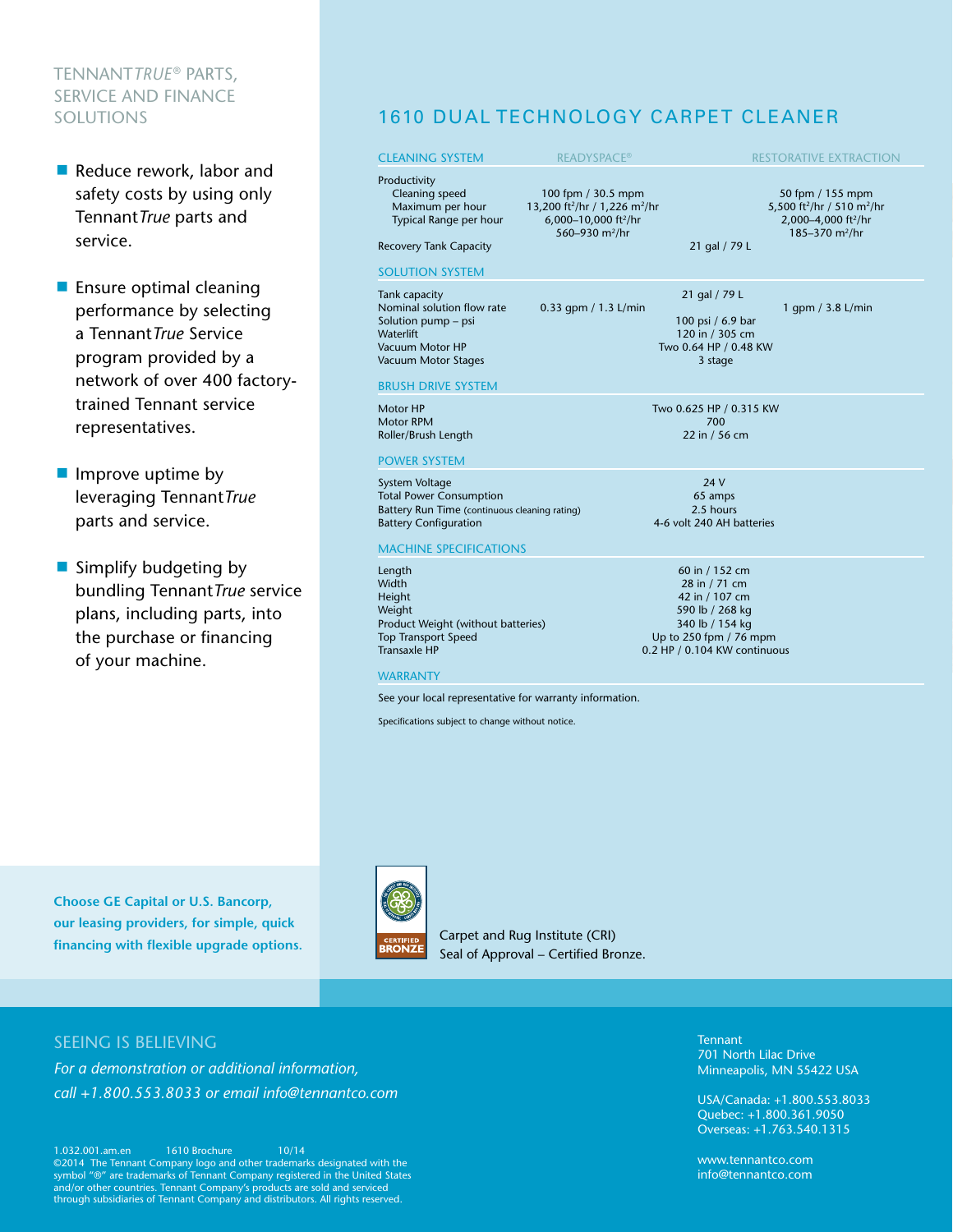## TENNANT *TRUE*® PARTS, SERVICE AND FINANCE SOLUTIONS

- Reduce rework, labor and safety costs by using only Tennant *True* parts and service.
- Ensure optimal cleaning performance by selecting a Tennant *True* Service program provided by a network of over 400 factory-trained Tennant service representatives.
- Improve uptime by leveraging Tennant *True* parts and service.
- Simplify budgeting by bundling Tennant *True* service plans, including parts, into the purchase or financing of your machine.

**Choose GE Capital or U.S. Bancorp, our leasing providers, for simple, quick financing with flexible upgrade options.**

# 1610 DUAL TECHNOLOGY CARPET CLEANER

| CLEANING SYSTEM | READYSPACE® | | RESTORATIVE EXTRACTION |
|---|---|---|---|
| Productivity | | | |
| Cleaning speed | 100 fpm / 30.5 mpm | | 50 fpm / 155 mpm |
| Maximum per hour | 13,200 ft²/hr / 1,226 m²/hr | | 5,500 ft²/hr / 510 m²/hr |
| Typical Range per hour | 6,000–10,000 ft²/hr 560–930 m²/hr | | 2,000–4,000 ft²/hr 185–370 m²/hr |
| Recovery Tank Capacity | | 21 gal / 79 L | |
| **SOLUTION SYSTEM** | | | |
| Tank capacity | | 21 gal / 79 L | |
| Nominal solution flow rate | 0.33 gpm / 1.3 L/min | | 1 gpm / 3.8 L/min |
| Solution pump – psi | | 100 psi / 6.9 bar | |
| Waterlift | | 120 in / 305 cm | |
| Vacuum Motor HP | | Two 0.64 HP / 0.48 KW | |
| Vacuum Motor Stages | | 3 stage | |
| **BRUSH DRIVE SYSTEM** | | | |
| Motor HP | | Two 0.625 HP / 0.315 KW | |
| Motor RPM | | 700 | |
| Roller/Brush Length | | 22 in / 56 cm | |
| **POWER SYSTEM** | | | |
| System Voltage | | 24 V | |
| Total Power Consumption | | 65 amps | |
| Battery Run Time (continuous cleaning rating) | | 2.5 hours | |
| Battery Configuration | | 4-6 volt 240 AH batteries | |
| **MACHINE SPECIFICATIONS** | | | |
| Length | | 60 in / 152 cm | |
| Width | | 28 in / 71 cm | |
| Height | | 42 in / 107 cm | |
| Weight | | 590 lb / 268 kg | |
| Product Weight (without batteries) | | 340 lb / 154 kg | |
| Top Transport Speed | | Up to 250 fpm / 76 mpm | |
| Transaxle HP | | 0.2 HP / 0.104 KW continuous | |

**WARRANTY**

See your local representative for warranty information.

Specifications subject to change without notice.

CERTIFIED BRONZE

Carpet and Rug Institute (CRI) Seal of Approval – Certified Bronze.

## SEEING IS BELIEVING

*For a demonstration or additional information, call +1.800.553.8033 or email info@tennantco.com*

Tennant
701 North Lilac Drive
Minneapolis, MN 55422 USA

USA/Canada: +1.800.553.8033
Quebec: +1.800.361.9050
Overseas: +1.763.540.1315

www.tennantco.com
info@tennantco.com

1.032.001.am.en 1610 Brochure 10/14
©2014 The Tennant Company logo and other trademarks designated with the symbol "®" are trademarks of Tennant Company registered in the United States and/or other countries. Tennant Company's products are sold and serviced through subsidiaries of Tennant Company and distributors. All rights reserved.